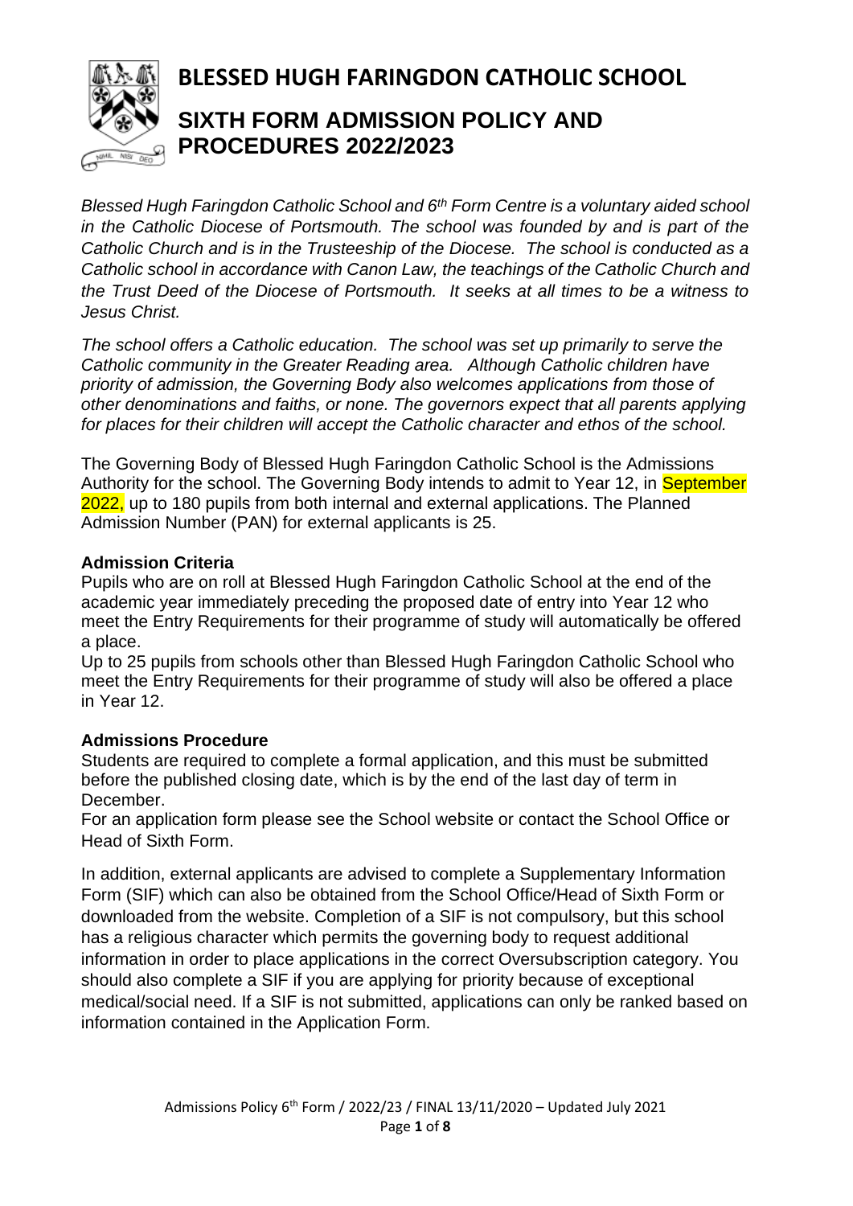# BLESSED HUGH FARINGDON CATHOLIC SCHOOL

## SIXTH FORM ADMISSION POLICY AND PROCEDURES 2022/2023

*Blessed Hugh Faringdon Catholic School and 6th Form Centre is a voluntary aided school in the Catholic Diocese of Portsmouth. The school was founded by and is part of the Catholic Church and is in the Trusteeship of the Diocese. The school is conducted as a Catholic school in accordance with Canon Law, the teachings of the Catholic Church and the Trust Deed of the Diocese of Portsmouth. It seeks at all times to be a witness to Jesus Christ.*

*The school offers a Catholic education. The school was set up primarily to serve the Catholic community in the Greater Reading area. Although Catholic children have priority of admission, the Governing Body also welcomes applications from those of other denominations and faiths, or none. The governors expect that all parents applying for places for their children will accept the Catholic character and ethos of the school.*

The Governing Body of Blessed Hugh Faringdon Catholic School is the Admissions Authority for the school. The Governing Body intends to admit to Year 12, in September 2022, up to 180 pupils from both internal and external applications. The Planned Admission Number (PAN) for external applicants is 25.

**Admission Criteria**

Pupils who are on roll at Blessed Hugh Faringdon Catholic School at the end of the academic year immediately preceding the proposed date of entry into Year 12 who meet the Entry Requirements for their programme of study will automatically be offered a place.

Up to 25 pupils from schools other than Blessed Hugh Faringdon Catholic School who meet the Entry Requirements for their programme of study will also be offered a place in Year 12.

**Admissions Procedure**

Students are required to complete a formal application, and this must be submitted before the published closing date, which is by the end of the last day of term in December.

For an application form please see the School website or contact the School Office or Head of Sixth Form.

In addition, external applicants are advised to complete a Supplementary Information Form (SIF) which can also be obtained from the School Office/Head of Sixth Form or downloaded from the website. Completion of a SIF is not compulsory, but this school has a religious character which permits the governing body to request additional information in order to place applications in the correct Oversubscription category. You should also complete a SIF if you are applying for priority because of exceptional medical/social need. If a SIF is not submitted, applications can only be ranked based on information contained in the Application Form.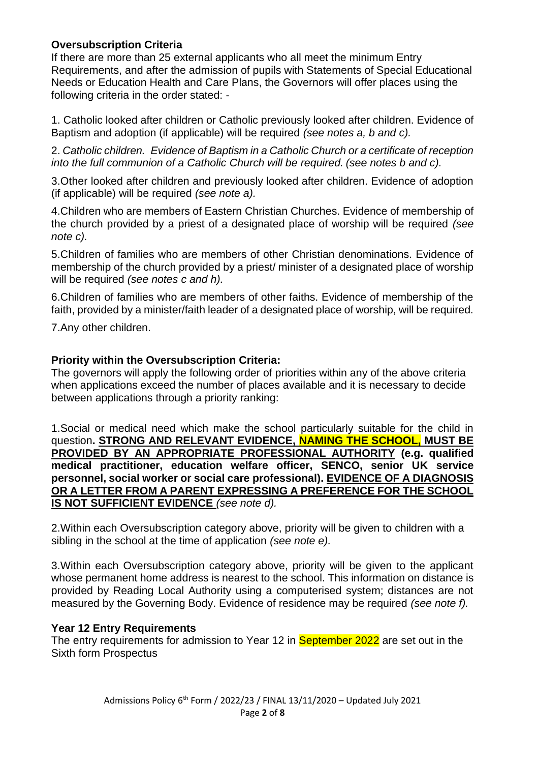### Oversubscription Criteria

If there are more than 25 external applicants who all meet the minimum Entry Requirements, and after the admission of pupils with Statements of Special Educational Needs or Education Health and Care Plans, the Governors will offer places using the following criteria in the order stated: -

1. Catholic looked after children or Catholic previously looked after children. Evidence of Baptism and adoption (if applicable) will be required *(see notes a, b and c).*

2. *Catholic children. Evidence of Baptism in a Catholic Church or a certificate of reception into the full communion of a Catholic Church will be required. (see notes b and c).*

3. Other looked after children and previously looked after children. Evidence of adoption (if applicable) will be required *(see note a).*

4. Children who are members of Eastern Christian Churches. Evidence of membership of the church provided by a priest of a designated place of worship will be required *(see note c).*

5. Children of families who are members of other Christian denominations. Evidence of membership of the church provided by a priest/ minister of a designated place of worship will be required *(see notes c and h).*

6. Children of families who are members of other faiths. Evidence of membership of the faith, provided by a minister/faith leader of a designated place of worship, will be required.

7. Any other children.

### Priority within the Oversubscription Criteria:

The governors will apply the following order of priorities within any of the above criteria when applications exceed the number of places available and it is necessary to decide between applications through a priority ranking:

1. Social or medical need which make the school particularly suitable for the child in question**. STRONG AND RELEVANT EVIDENCE, NAMING THE SCHOOL, MUST BE PROVIDED BY AN APPROPRIATE PROFESSIONAL AUTHORITY (e.g. qualified medical practitioner, education welfare officer, SENCO, senior UK service personnel, social worker or social care professional). EVIDENCE OF A DIAGNOSIS OR A LETTER FROM A PARENT EXPRESSING A PREFERENCE FOR THE SCHOOL IS NOT SUFFICIENT EVIDENCE** *(see note d).*

2. Within each Oversubscription category above, priority will be given to children with a sibling in the school at the time of application *(see note e).*

3. Within each Oversubscription category above, priority will be given to the applicant whose permanent home address is nearest to the school. This information on distance is provided by Reading Local Authority using a computerised system; distances are not measured by the Governing Body. Evidence of residence may be required *(see note f).*

### Year 12 Entry Requirements

The entry requirements for admission to Year 12 in September 2022 are set out in the Sixth form Prospectus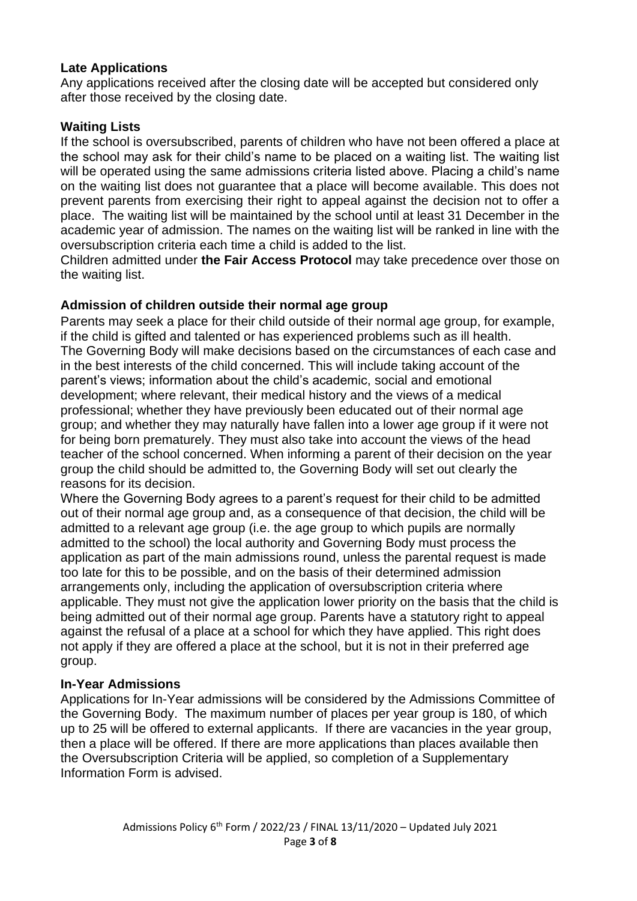### Late Applications

Any applications received after the closing date will be accepted but considered only after those received by the closing date.

### Waiting Lists

If the school is oversubscribed, parents of children who have not been offered a place at the school may ask for their child's name to be placed on a waiting list. The waiting list will be operated using the same admissions criteria listed above. Placing a child's name on the waiting list does not guarantee that a place will become available. This does not prevent parents from exercising their right to appeal against the decision not to offer a place. The waiting list will be maintained by the school until at least 31 December in the academic year of admission. The names on the waiting list will be ranked in line with the oversubscription criteria each time a child is added to the list.

Children admitted under **the Fair Access Protocol** may take precedence over those on the waiting list.

### Admission of children outside their normal age group

Parents may seek a place for their child outside of their normal age group, for example, if the child is gifted and talented or has experienced problems such as ill health.

The Governing Body will make decisions based on the circumstances of each case and in the best interests of the child concerned. This will include taking account of the parent's views; information about the child's academic, social and emotional development; where relevant, their medical history and the views of a medical professional; whether they have previously been educated out of their normal age group; and whether they may naturally have fallen into a lower age group if it were not for being born prematurely. They must also take into account the views of the head teacher of the school concerned. When informing a parent of their decision on the year group the child should be admitted to, the Governing Body will set out clearly the reasons for its decision.

Where the Governing Body agrees to a parent's request for their child to be admitted out of their normal age group and, as a consequence of that decision, the child will be admitted to a relevant age group (i.e. the age group to which pupils are normally admitted to the school) the local authority and Governing Body must process the application as part of the main admissions round, unless the parental request is made too late for this to be possible, and on the basis of their determined admission arrangements only, including the application of oversubscription criteria where applicable. They must not give the application lower priority on the basis that the child is being admitted out of their normal age group. Parents have a statutory right to appeal against the refusal of a place at a school for which they have applied. This right does not apply if they are offered a place at the school, but it is not in their preferred age group.

### In-Year Admissions

Applications for In-Year admissions will be considered by the Admissions Committee of the Governing Body. The maximum number of places per year group is 180, of which up to 25 will be offered to external applicants. If there are vacancies in the year group, then a place will be offered. If there are more applications than places available then the Oversubscription Criteria will be applied, so completion of a Supplementary Information Form is advised.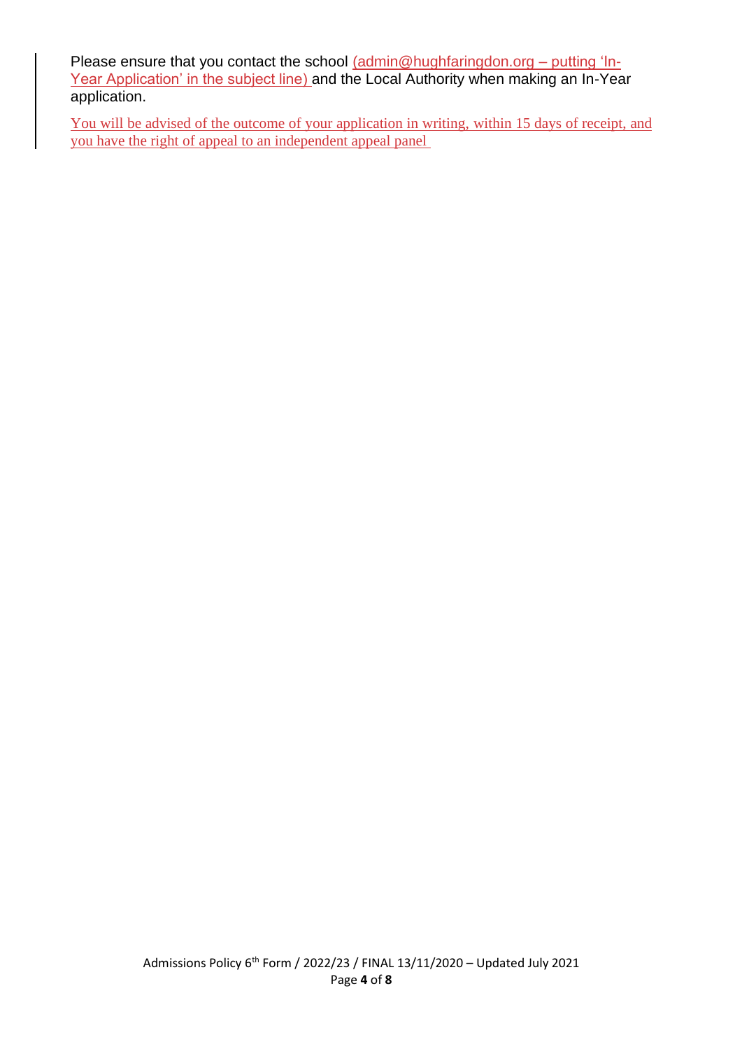Please ensure that you contact the school (admin@hughfaringdon.org – putting 'In-Year Application' in the subject line) and the Local Authority when making an In-Year application.

You will be advised of the outcome of your application in writing, within 15 days of receipt, and you have the right of appeal to an independent appeal panel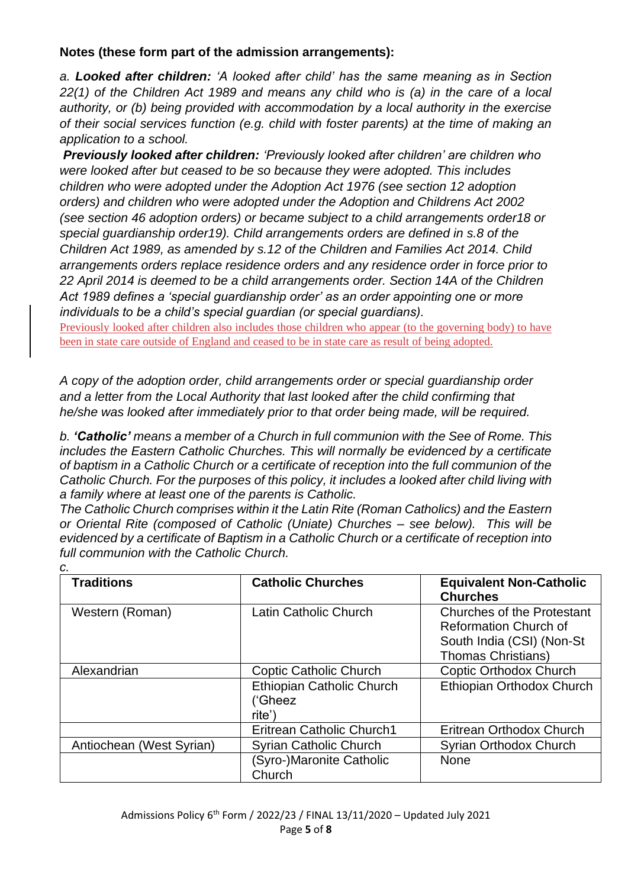**Notes (these form part of the admission arrangements):**

*a.* ***Looked after children:*** *'A looked after child' has the same meaning as in Section 22(1) of the Children Act 1989 and means any child who is (a) in the care of a local authority, or (b) being provided with accommodation by a local authority in the exercise of their social services function (e.g. child with foster parents) at the time of making an application to a school.*

***Previously looked after children:*** *'Previously looked after children' are children who were looked after but ceased to be so because they were adopted. This includes children who were adopted under the Adoption Act 1976 (see section 12 adoption orders) and children who were adopted under the Adoption and Childrens Act 2002 (see section 46 adoption orders) or became subject to a child arrangements order18 or special guardianship order19). Child arrangements orders are defined in s.8 of the Children Act 1989, as amended by s.12 of the Children and Families Act 2014. Child arrangements orders replace residence orders and any residence order in force prior to 22 April 2014 is deemed to be a child arrangements order. Section 14A of the Children Act 1989 defines a 'special guardianship order' as an order appointing one or more individuals to be a child's special guardian (or special guardians).*

Previously looked after children also includes those children who appear (to the governing body) to have been in state care outside of England and ceased to be in state care as result of being adopted.

*A copy of the adoption order, child arrangements order or special guardianship order and a letter from the Local Authority that last looked after the child confirming that he/she was looked after immediately prior to that order being made, will be required.*

*b.* ***'Catholic'*** *means a member of a Church in full communion with the See of Rome. This includes the Eastern Catholic Churches. This will normally be evidenced by a certificate of baptism in a Catholic Church or a certificate of reception into the full communion of the Catholic Church. For the purposes of this policy, it includes a looked after child living with a family where at least one of the parents is Catholic.*

*The Catholic Church comprises within it the Latin Rite (Roman Catholics) and the Eastern or Oriental Rite (composed of Catholic (Uniate) Churches – see below). This will be evidenced by a certificate of Baptism in a Catholic Church or a certificate of reception into full communion with the Catholic Church.*

*c.*

| **Traditions** | **Catholic Churches** | **Equivalent Non-Catholic Churches** |
|---|---|---|
| Western (Roman) | Latin Catholic Church | Churches of the Protestant Reformation Church of South India (CSI) (Non-St Thomas Christians) |
| Alexandrian | Coptic Catholic Church | Coptic Orthodox Church |
| | Ethiopian Catholic Church ('Gheez rite') | Ethiopian Orthodox Church |
| | Eritrean Catholic Church1 | Eritrean Orthodox Church |
| Antiochean (West Syrian) | Syrian Catholic Church | Syrian Orthodox Church |
| | (Syro-)Maronite Catholic Church | None |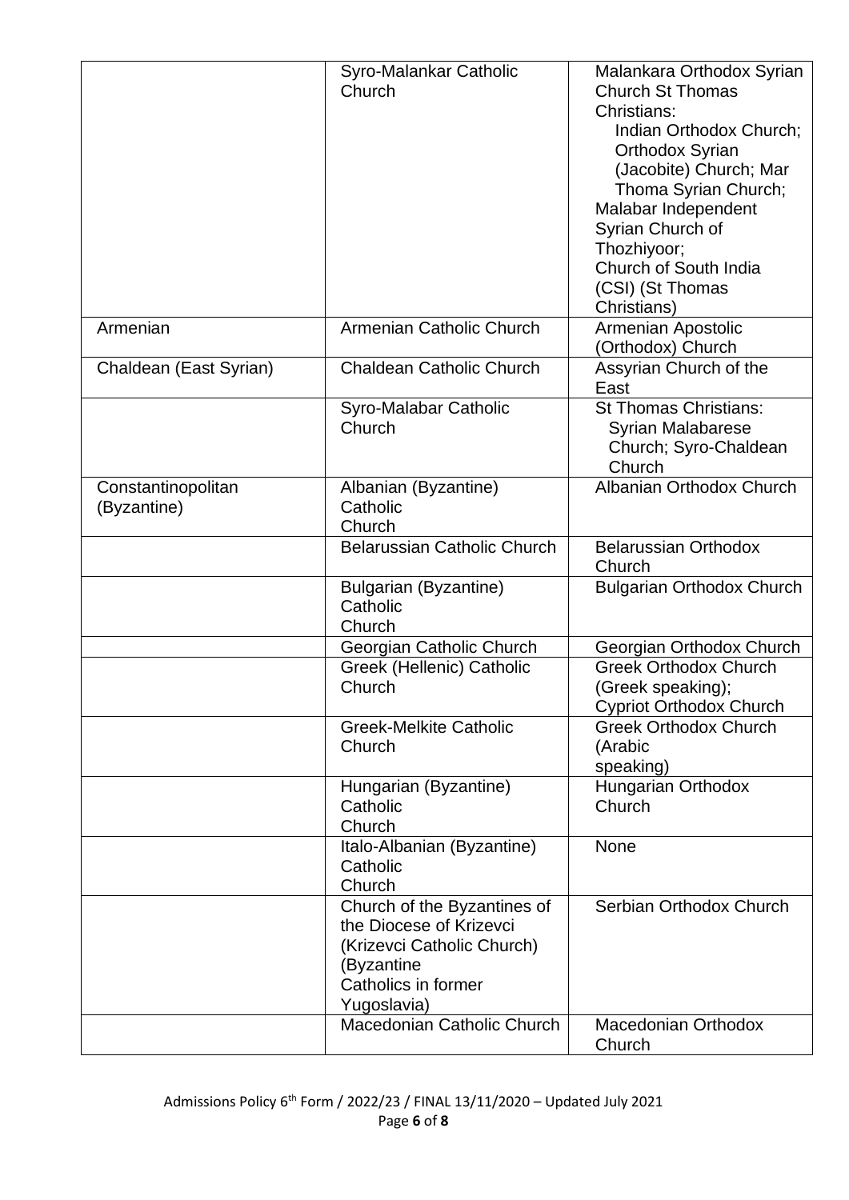| | | |
|---|---|---|
| | Syro-Malankar Catholic Church | Malankara Orthodox Syrian Church St Thomas Christians: Indian Orthodox Church; Orthodox Syrian (Jacobite) Church; Mar Thoma Syrian Church; Malabar Independent Syrian Church of Thozhiyoor; Church of South India (CSI) (St Thomas Christians) |
| Armenian | Armenian Catholic Church | Armenian Apostolic (Orthodox) Church |
| Chaldean (East Syrian) | Chaldean Catholic Church | Assyrian Church of the East |
| | Syro-Malabar Catholic Church | St Thomas Christians: Syrian Malabarese Church; Syro-Chaldean Church |
| Constantinopolitan (Byzantine) | Albanian (Byzantine) Catholic Church | Albanian Orthodox Church |
| | Belarussian Catholic Church | Belarussian Orthodox Church |
| | Bulgarian (Byzantine) Catholic Church | Bulgarian Orthodox Church |
| | Georgian Catholic Church | Georgian Orthodox Church |
| | Greek (Hellenic) Catholic Church | Greek Orthodox Church (Greek speaking); Cypriot Orthodox Church |
| | Greek-Melkite Catholic Church | Greek Orthodox Church (Arabic speaking) |
| | Hungarian (Byzantine) Catholic Church | Hungarian Orthodox Church |
| | Italo-Albanian (Byzantine) Catholic Church | None |
| | Church of the Byzantines of the Diocese of Krizevci (Krizevci Catholic Church) (Byzantine Catholics in former Yugoslavia) | Serbian Orthodox Church |
| | Macedonian Catholic Church | Macedonian Orthodox Church |

Admissions Policy 6th Form / 2022/23 / FINAL 13/11/2020 – Updated July 2021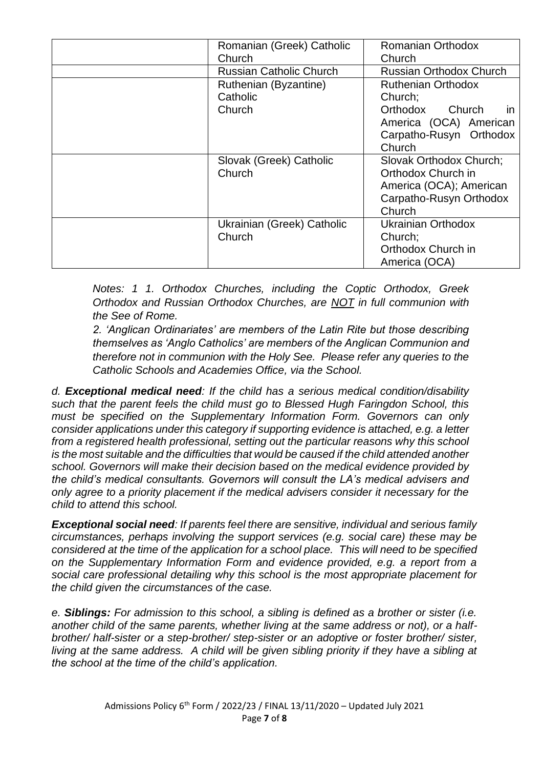| | | |
|---|---|---|
| | Romanian (Greek) Catholic Church | Romanian Orthodox Church |
| | Russian Catholic Church | Russian Orthodox Church |
| | Ruthenian (Byzantine) Catholic Church | Ruthenian Orthodox Church; Orthodox Church in America (OCA) American Carpatho-Rusyn Orthodox Church |
| | Slovak (Greek) Catholic Church | Slovak Orthodox Church; Orthodox Church in America (OCA); American Carpatho-Rusyn Orthodox Church |
| | Ukrainian (Greek) Catholic Church | Ukrainian Orthodox Church; Orthodox Church in America (OCA) |

*Notes: 1 1. Orthodox Churches, including the Coptic Orthodox, Greek Orthodox and Russian Orthodox Churches, are NOT in full communion with the See of Rome.*

*2. 'Anglican Ordinariates' are members of the Latin Rite but those describing themselves as 'Anglo Catholics' are members of the Anglican Communion and therefore not in communion with the Holy See. Please refer any queries to the Catholic Schools and Academies Office, via the School.*

*d. **Exceptional medical need**: If the child has a serious medical condition/disability such that the parent feels the child must go to Blessed Hugh Faringdon School, this must be specified on the Supplementary Information Form. Governors can only consider applications under this category if supporting evidence is attached, e.g. a letter from a registered health professional, setting out the particular reasons why this school is the most suitable and the difficulties that would be caused if the child attended another school. Governors will make their decision based on the medical evidence provided by the child's medical consultants. Governors will consult the LA's medical advisers and only agree to a priority placement if the medical advisers consider it necessary for the child to attend this school.*

***Exceptional social need**: If parents feel there are sensitive, individual and serious family circumstances, perhaps involving the support services (e.g. social care) these may be considered at the time of the application for a school place. This will need to be specified on the Supplementary Information Form and evidence provided, e.g. a report from a social care professional detailing why this school is the most appropriate placement for the child given the circumstances of the case.*

*e. **Siblings:** For admission to this school, a sibling is defined as a brother or sister (i.e. another child of the same parents, whether living at the same address or not), or a half-brother/ half-sister or a step-brother/ step-sister or an adoptive or foster brother/ sister, living at the same address. A child will be given sibling priority if they have a sibling at the school at the time of the child's application.*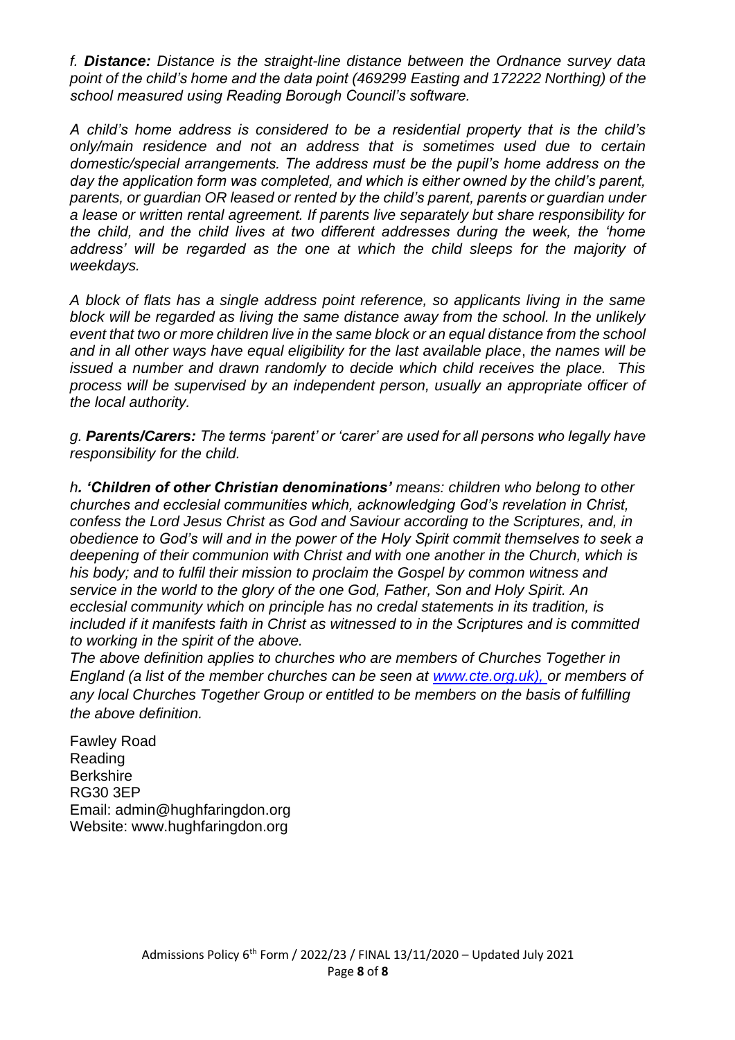*f. **Distance:** Distance is the straight-line distance between the Ordnance survey data point of the child's home and the data point (469299 Easting and 172222 Northing) of the school measured using Reading Borough Council's software.*

*A child's home address is considered to be a residential property that is the child's only/main residence and not an address that is sometimes used due to certain domestic/special arrangements. The address must be the pupil's home address on the day the application form was completed, and which is either owned by the child's parent, parents, or guardian OR leased or rented by the child's parent, parents or guardian under a lease or written rental agreement. If parents live separately but share responsibility for the child, and the child lives at two different addresses during the week, the 'home address' will be regarded as the one at which the child sleeps for the majority of weekdays.*

*A block of flats has a single address point reference, so applicants living in the same block will be regarded as living the same distance away from the school. In the unlikely event that two or more children live in the same block or an equal distance from the school and in all other ways have equal eligibility for the last available place, the names will be issued a number and drawn randomly to decide which child receives the place. This process will be supervised by an independent person, usually an appropriate officer of the local authority.*

*g. **Parents/Carers:** The terms 'parent' or 'carer' are used for all persons who legally have responsibility for the child.*

*h**. 'Children of other Christian denominations'** means: children who belong to other churches and ecclesial communities which, acknowledging God's revelation in Christ, confess the Lord Jesus Christ as God and Saviour according to the Scriptures, and, in obedience to God's will and in the power of the Holy Spirit commit themselves to seek a deepening of their communion with Christ and with one another in the Church, which is his body; and to fulfil their mission to proclaim the Gospel by common witness and service in the world to the glory of the one God, Father, Son and Holy Spirit. An ecclesial community which on principle has no credal statements in its tradition, is included if it manifests faith in Christ as witnessed to in the Scriptures and is committed to working in the spirit of the above.*
*The above definition applies to churches who are members of Churches Together in England (a list of the member churches can be seen at [www.cte.org.uk](www.cte.org.uk)), or members of any local Churches Together Group or entitled to be members on the basis of fulfilling the above definition.*

Fawley Road
Reading
Berkshire
RG30 3EP
Email: admin@hughfaringdon.org
Website: www.hughfaringdon.org